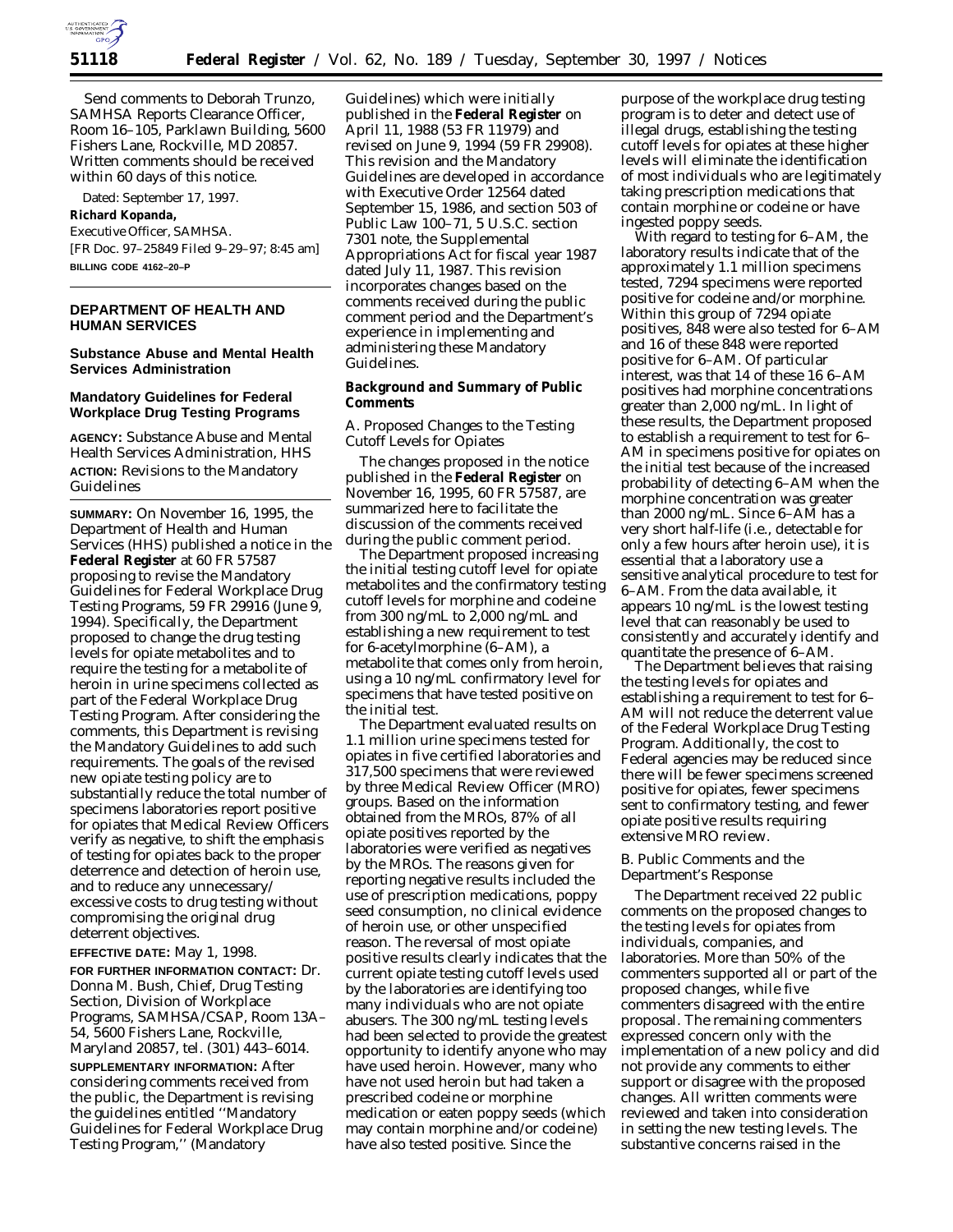Send comments to Deborah Trunzo, SAMHSA Reports Clearance Officer, Room 16–105, Parklawn Building, 5600 Fishers Lane, Rockville, MD 20857. Written comments should be received within 60 days of this notice.

Dated: September 17, 1997.

**Richard Kopanda,**

*Executive Officer, SAMHSA.*

[FR Doc. 97–25849 Filed 9–29–97; 8:45 am]

**BILLING CODE 4162–20–P**

## DEPARTMENT OF HEALTH AND HUMAN SERVICES

### Substance Abuse and Mental Health Services Administration

### Mandatory Guidelines for Federal Workplace Drug Testing Programs

**AGENCY:** Substance Abuse and Mental Health Services Administration, HHS

**ACTION:** Revisions to the Mandatory Guidelines

**SUMMARY:** On November 16, 1995, the Department of Health and Human Services (HHS) published a notice in the **Federal Register** at 60 FR 57587 proposing to revise the Mandatory Guidelines for Federal Workplace Drug Testing Programs, 59 FR 29916 (June 9, 1994). Specifically, the Department proposed to change the drug testing levels for opiate metabolites and to require the testing for a metabolite of heroin in urine specimens collected as part of the Federal Workplace Drug Testing Program. After considering the comments, this Department is revising the Mandatory Guidelines to add such requirements. The goals of the revised new opiate testing policy are to substantially reduce the total number of specimens laboratories report positive for opiates that Medical Review Officers verify as negative, to shift the emphasis of testing for opiates back to the proper deterrence and detection of heroin use, and to reduce any unnecessary/excessive costs to drug testing without compromising the original drug deterrent objectives.

**EFFECTIVE DATE:** May 1, 1998.

**FOR FURTHER INFORMATION CONTACT:** Dr. Donna M. Bush, Chief, Drug Testing Section, Division of Workplace Programs, SAMHSA/CSAP, Room 13A–54, 5600 Fishers Lane, Rockville, Maryland 20857, tel. (301) 443–6014.

**SUPPLEMENTARY INFORMATION:** After considering comments received from the public, the Department is revising the guidelines entitled ''Mandatory Guidelines for Federal Workplace Drug Testing Program,'' (Mandatory Guidelines) which were initially published in the **Federal Register** on April 11, 1988 (53 FR 11979) and revised on June 9, 1994 (59 FR 29908). This revision and the Mandatory Guidelines are developed in accordance with Executive Order 12564 dated September 15, 1986, and section 503 of Public Law 100–71, 5 U.S.C. section 7301 note, the Supplemental Appropriations Act for fiscal year 1987 dated July 11, 1987. This revision incorporates changes based on the comments received during the public comment period and the Department's experience in implementing and administering these Mandatory Guidelines.

### Background and Summary of Public Comments

*A. Proposed Changes to the Testing Cutoff Levels for Opiates*

The changes proposed in the notice published in the **Federal Register** on November 16, 1995, 60 FR 57587, are summarized here to facilitate the discussion of the comments received during the public comment period.

The Department proposed increasing the initial testing cutoff level for opiate metabolites and the confirmatory testing cutoff levels for morphine and codeine from 300 ng/mL to 2,000 ng/mL and establishing a new requirement to test for 6-acetylmorphine (6–AM), a metabolite that comes only from heroin, using a 10 ng/mL confirmatory level for specimens that have tested positive on the initial test.

The Department evaluated results on 1.1 million urine specimens tested for opiates in five certified laboratories and 317,500 specimens that were reviewed by three Medical Review Officer (MRO) groups. Based on the information obtained from the MROs, 87% of all opiate positives reported by the laboratories were verified as negatives by the MROs. The reasons given for reporting negative results included the use of prescription medications, poppy seed consumption, no clinical evidence of heroin use, or other unspecified reason. The reversal of most opiate positive results clearly indicates that the current opiate testing cutoff levels used by the laboratories are identifying too many individuals who are not opiate abusers. The 300 ng/mL testing levels had been selected to provide the greatest opportunity to identify anyone who may have used heroin. However, many who have not used heroin but had taken a prescribed codeine or morphine medication or eaten poppy seeds (which may contain morphine and/or codeine) have also tested positive. Since the purpose of the workplace drug testing program is to deter and detect use of illegal drugs, establishing the testing cutoff levels for opiates at these higher levels will eliminate the identification of most individuals who are legitimately taking prescription medications that contain morphine or codeine or have ingested poppy seeds.

With regard to testing for 6–AM, the laboratory results indicate that of the approximately 1.1 million specimens tested, 7294 specimens were reported positive for codeine and/or morphine. Within this group of 7294 opiate positives, 848 were also tested for 6–AM and 16 of these 848 were reported positive for 6–AM. Of particular interest, was that 14 of these 16 6–AM positives had morphine concentrations greater than 2,000 ng/mL. In light of these results, the Department proposed to establish a requirement to test for 6–AM in specimens positive for opiates on the initial test because of the increased probability of detecting 6–AM when the morphine concentration was greater than 2000 ng/mL. Since 6–AM has a very short half-life (i.e., detectable for only a few hours after heroin use), it is essential that a laboratory use a sensitive analytical procedure to test for 6–AM. From the data available, it appears 10 ng/mL is the lowest testing level that can reasonably be used to consistently and accurately identify and quantitate the presence of 6–AM.

The Department believes that raising the testing levels for opiates and establishing a requirement to test for 6–AM will not reduce the deterrent value of the Federal Workplace Drug Testing Program. Additionally, the cost to Federal agencies may be reduced since there will be fewer specimens screened positive for opiates, fewer specimens sent to confirmatory testing, and fewer opiate positive results requiring extensive MRO review.

*B. Public Comments and the Department's Response*

The Department received 22 public comments on the proposed changes to the testing levels for opiates from individuals, companies, and laboratories. More than 50% of the commenters supported all or part of the proposed changes, while five commenters disagreed with the entire proposal. The remaining commenters expressed concern only with the implementation of a new policy and did not provide any comments to either support or disagree with the proposed changes. All written comments were reviewed and taken into consideration in setting the new testing levels. The substantive concerns raised in the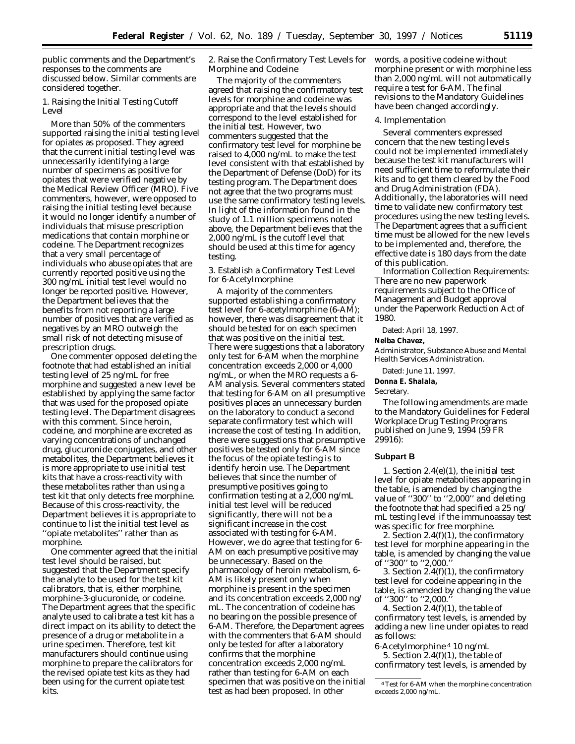public comments and the Department's responses to the comments are discussed below. Similar comments are considered together.

1. Raising the Initial Testing Cutoff Level

More than 50% of the commenters supported raising the initial testing level for opiates as proposed. They agreed that the current initial testing level was unnecessarily identifying a large number of specimens as positive for opiates that were verified negative by the Medical Review Officer (MRO). Five commenters, however, were opposed to raising the initial testing level because it would no longer identify a number of individuals that misuse prescription medications that contain morphine or codeine. The Department recognizes that a very small percentage of individuals who abuse opiates that are currently reported positive using the 300 ng/mL initial test level would no longer be reported positive. However, the Department believes that the benefits from not reporting a large number of positives that are verified as negatives by an MRO outweigh the small risk of not detecting misuse of prescription drugs.

One commenter opposed deleting the footnote that had established an initial testing level of 25 ng/mL for free morphine and suggested a new level be established by applying the same factor that was used for the proposed opiate testing level. The Department disagrees with this comment. Since heroin, codeine, and morphine are excreted as varying concentrations of unchanged drug, glucuronide conjugates, and other metabolites, the Department believes it is more appropriate to use initial test kits that have a cross-reactivity with these metabolites rather than using a test kit that only detects free morphine. Because of this cross-reactivity, the Department believes it is appropriate to continue to list the initial test level as ''opiate metabolites'' rather than as morphine.

One commenter agreed that the initial test level should be raised, but suggested that the Department specify the analyte to be used for the test kit calibrators, that is, either morphine, morphine-3-glucuronide, or codeine. The Department agrees that the specific analyte used to calibrate a test kit has a direct impact on its ability to detect the presence of a drug or metabolite in a urine specimen. Therefore, test kit manufacturers should continue using morphine to prepare the calibrators for the revised opiate test kits as they had been using for the current opiate test kits.

2. Raise the Confirmatory Test Levels for Morphine and Codeine

The majority of the commenters agreed that raising the confirmatory test levels for morphine and codeine was appropriate and that the levels should correspond to the level established for the initial test. However, two commenters suggested that the confirmatory test level for morphine be raised to 4,000 ng/mL to make the test level consistent with that established by the Department of Defense (DoD) for its testing program. The Department does not agree that the two programs must use the same confirmatory testing levels. In light of the information found in the study of 1.1 million specimens noted above, the Department believes that the 2,000 ng/mL is the cutoff level that should be used at this time for agency testing.

3. Establish a Confirmatory Test Level for 6-Acetylmorphine

A majority of the commenters supported establishing a confirmatory test level for 6-acetylmorphine (6-AM); however, there was disagreement that it should be tested for on each specimen that was positive on the initial test. There were suggestions that a laboratory only test for 6-AM when the morphine concentration exceeds 2,000 or 4,000 ng/mL, or when the MRO requests a 6-AM analysis. Several commenters stated that testing for 6-AM on all presumptive positives places an unnecessary burden on the laboratory to conduct a second separate confirmatory test which will increase the cost of testing. In addition, there were suggestions that presumptive positives be tested only for 6-AM since the focus of the opiate testing is to identify heroin use. The Department believes that since the number of presumptive positives going to confirmation testing at a 2,000 ng/mL initial test level will be reduced significantly, there will not be a significant increase in the cost associated with testing for 6-AM. However, we do agree that testing for 6-AM on each presumptive positive may be unnecessary. Based on the pharmacology of heroin metabolism, 6-AM is likely present only when morphine is present in the specimen and its concentration exceeds 2,000 ng/mL. The concentration of codeine has no bearing on the possible presence of 6-AM. Therefore, the Department agrees with the commenters that 6-AM should only be tested for after a laboratory confirms that the morphine concentration exceeds 2,000 ng/mL rather than testing for 6-AM on each specimen that was positive on the initial test as had been proposed. In other words, a positive codeine without morphine present or with morphine less than 2,000 ng/mL will not automatically require a test for 6-AM. The final revisions to the Mandatory Guidelines have been changed accordingly.

4. Implementation

Several commenters expressed concern that the new testing levels could not be implemented immediately because the test kit manufacturers will need sufficient time to reformulate their kits and to get them cleared by the Food and Drug Administration (FDA). Additionally, the laboratories will need time to validate new confirmatory test procedures using the new testing levels. The Department agrees that a sufficient time must be allowed for the new levels to be implemented and, therefore, the effective date is 180 days from the date of this publication.

Information Collection Requirements: There are no new paperwork requirements subject to the Office of Management and Budget approval under the Paperwork Reduction Act of 1980.

Dated: April 18, 1997.

**Nelba Chavez,**

*Administrator, Substance Abuse and Mental Health Services Administration.*

Dated: June 11, 1997.

**Donna E. Shalala,**

*Secretary.*

The following amendments are made to the Mandatory Guidelines for Federal Workplace Drug Testing Programs published on June 9, 1994 (59 FR 29916):

### Subpart B

1. Section 2.4(e)(1), the initial test level for opiate metabolites appearing in the table, is amended by changing the value of ''300'' to ''2,000'' and deleting the footnote that had specified a 25 ng/mL testing level if the immunoassay test was specific for free morphine.

2. Section 2.4(f)(1), the confirmatory test level for morphine appearing in the table, is amended by changing the value of ''300'' to ''2,000.''

3. Section 2.4(f)(1), the confirmatory test level for codeine appearing in the table, is amended by changing the value of ''300'' to ''2,000.''

4. Section 2.4(f)(1), the table of confirmatory test levels, is amended by adding a new line under opiates to read as follows:

6-Acetylmorphine [4] 10 ng/mL

5. Section 2.4(f)(1), the table of confirmatory test levels, is amended by

[4] Test for 6-AM when the morphine concentration exceeds 2,000 ng/mL.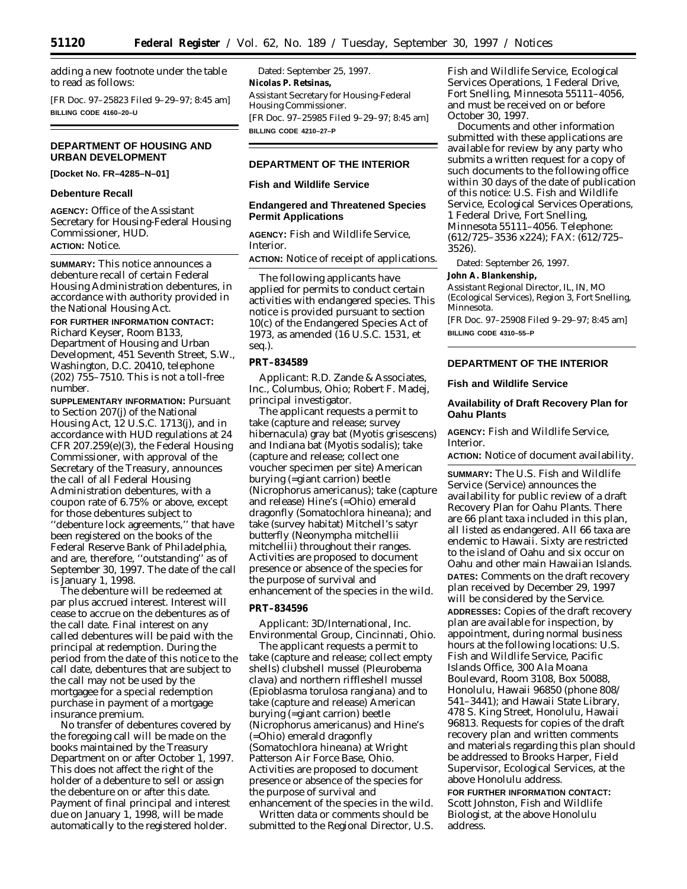adding a new footnote under the table to read as follows:

[FR Doc. 97–25823 Filed 9–29–97; 8:45 am]

**BILLING CODE 4160–20–U**

## DEPARTMENT OF HOUSING AND URBAN DEVELOPMENT

**[Docket No. FR–4285–N–01]**

### Debenture Recall

**AGENCY:** Office of the Assistant Secretary for Housing-Federal Housing Commissioner, HUD.

**ACTION:** Notice.

**SUMMARY:** This notice announces a debenture recall of certain Federal Housing Administration debentures, in accordance with authority provided in the National Housing Act.

**FOR FURTHER INFORMATION CONTACT:** Richard Keyser, Room B133, Department of Housing and Urban Development, 451 Seventh Street, S.W., Washington, D.C. 20410, telephone (202) 755–7510. This is not a toll-free number.

**SUPPLEMENTARY INFORMATION:** Pursuant to Section 207(j) of the National Housing Act, 12 U.S.C. 1713(j), and in accordance with HUD regulations at 24 CFR 207.259(e)(3), the Federal Housing Commissioner, with approval of the Secretary of the Treasury, announces the call of all Federal Housing Administration debentures, with a coupon rate of 6.75% or above, except for those debentures subject to ''debenture lock agreements,'' that have been registered on the books of the Federal Reserve Bank of Philadelphia, and are, therefore, ''outstanding'' as of September 30, 1997. The date of the call is January 1, 1998.

The debenture will be redeemed at par plus accrued interest. Interest will cease to accrue on the debentures as of the call date. Final interest on any called debentures will be paid with the principal at redemption. During the period from the date of this notice to the call date, debentures that are subject to the call may not be used by the mortgagee for a special redemption purchase in payment of a mortgage insurance premium.

No transfer of debentures covered by the foregoing call will be made on the books maintained by the Treasury Department on or after October 1, 1997. This does not affect the right of the holder of a debenture to sell or assign the debenture on or after this date. Payment of final principal and interest due on January 1, 1998, will be made automatically to the registered holder.

Dated: September 25, 1997.

**Nicolas P. Retsinas,**

*Assistant Secretary for Housing-Federal Housing Commissioner.*

[FR Doc. 97–25985 Filed 9–29–97; 8:45 am]

**BILLING CODE 4210–27–P**

## DEPARTMENT OF THE INTERIOR

### Fish and Wildlife Service

### Endangered and Threatened Species Permit Applications

**AGENCY:** Fish and Wildlife Service, Interior.

**ACTION:** Notice of receipt of applications.

The following applicants have applied for permits to conduct certain activities with endangered species. This notice is provided pursuant to section 10(c) of the Endangered Species Act of 1973, as amended (16 U.S.C. 1531, et seq.).

#### PRT–834589

Applicant: R.D. Zande & Associates, Inc., Columbus, Ohio; Robert F. Madej, principal investigator.

The applicant requests a permit to take (capture and release; survey hibernacula) gray bat (*Myotis grisescens*) and Indiana bat (*Myotis sodalis*); take (capture and release; collect one voucher specimen per site) American burying (=giant carrion) beetle (*Nicrophorus americanus*); take (capture and release) Hine's (=Ohio) emerald dragonfly (*Somatochlora hineana*); and take (survey habitat) Mitchell's satyr butterfly (*Neonympha mitchellii mitchellii*) throughout their ranges. Activities are proposed to document presence or absence of the species for the purpose of survival and enhancement of the species in the wild.

#### PRT–834596

Applicant: 3D/International, Inc. Environmental Group, Cincinnati, Ohio.

The applicant requests a permit to take (capture and release; collect empty shells) clubshell mussel (*Pleurobema clava*) and northern riffleshell mussel (*Epioblasma torulosa rangiana*) and to take (capture and release) American burying (=giant carrion) beetle (*Nicrophorus americanus*) and Hine's (=Ohio) emerald dragonfly (*Somatochlora hineana*) at Wright Patterson Air Force Base, Ohio. Activities are proposed to document presence or absence of the species for the purpose of survival and enhancement of the species in the wild.

Written data or comments should be submitted to the Regional Director, U.S. Fish and Wildlife Service, Ecological Services Operations, 1 Federal Drive, Fort Snelling, Minnesota 55111–4056, and must be received on or before October 30, 1997.

Documents and other information submitted with these applications are available for review by any party who submits a written request for a copy of such documents to the following office within 30 days of the date of publication of this notice: U.S. Fish and Wildlife Service, Ecological Services Operations, 1 Federal Drive, Fort Snelling, Minnesota 55111–4056. Telephone: (612/725–3536 x224); FAX: (612/725–3526).

Dated: September 26, 1997.

**John A. Blankenship,**

*Assistant Regional Director, IL, IN, MO (Ecological Services), Region 3, Fort Snelling, Minnesota.*

[FR Doc. 97–25908 Filed 9–29–97; 8:45 am]

**BILLING CODE 4310–55–P**

## DEPARTMENT OF THE INTERIOR

### Fish and Wildlife Service

### Availability of Draft Recovery Plan for Oahu Plants

**AGENCY:** Fish and Wildlife Service, Interior.

**ACTION:** Notice of document availability.

**SUMMARY:** The U.S. Fish and Wildlife Service (Service) announces the availability for public review of a draft Recovery Plan for Oahu Plants. There are 66 plant taxa included in this plan, all listed as endangered. All 66 taxa are endemic to Hawaii. Sixty are restricted to the island of Oahu and six occur on Oahu and other main Hawaiian Islands.

**DATES:** Comments on the draft recovery plan received by December 29, 1997 will be considered by the Service.

**ADDRESSES:** Copies of the draft recovery plan are available for inspection, by appointment, during normal business hours at the following locations: U.S. Fish and Wildlife Service, Pacific Islands Office, 300 Ala Moana Boulevard, Room 3108, Box 50088, Honolulu, Hawaii 96850 (phone 808/541–3441); and Hawaii State Library, 478 S. King Street, Honolulu, Hawaii 96813. Requests for copies of the draft recovery plan and written comments and materials regarding this plan should be addressed to Brooks Harper, Field Supervisor, Ecological Services, at the above Honolulu address.

**FOR FURTHER INFORMATION CONTACT:** Scott Johnston, Fish and Wildlife Biologist, at the above Honolulu address.